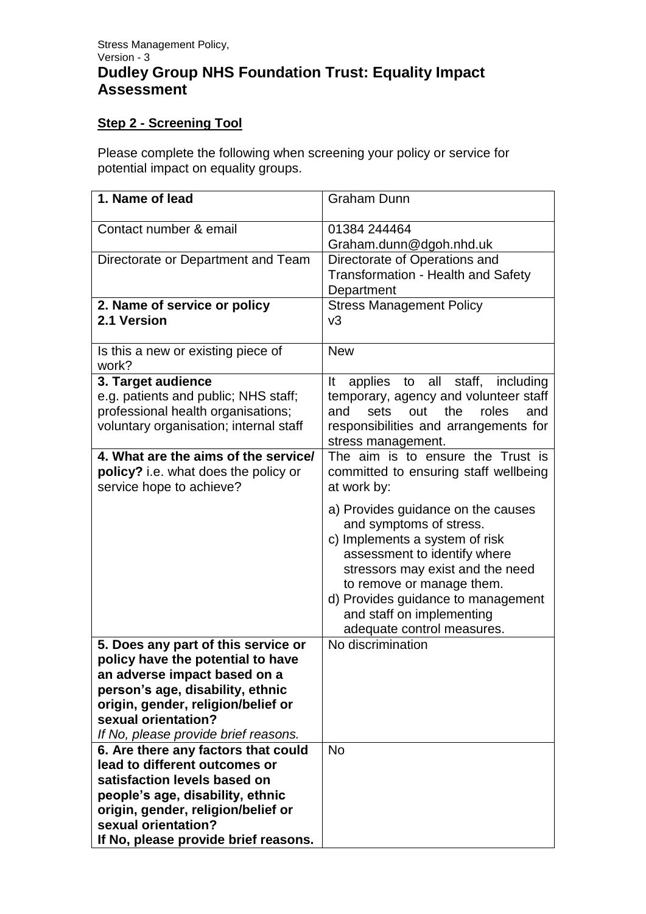# Dudley Group NHS Foundation Trust: Equality Impact Assessment

## Step 2 - Screening Tool

Please complete the following when screening your policy or service for potential impact on equality groups.

| **1. Name of lead** | Graham Dunn |
|---|---|
| Contact number & email | 01384 244464<br>Graham.dunn@dgoh.nhd.uk |
| Directorate or Department and Team | Directorate of Operations and Transformation - Health and Safety Department |
| **2. Name of service or policy**<br>**2.1 Version** | Stress Management Policy<br>v3 |
| Is this a new or existing piece of work? | New |
| **3. Target audience**<br>e.g. patients and public; NHS staff; professional health organisations; voluntary organisation; internal staff | It applies to all staff, including temporary, agency and volunteer staff and sets out the roles and responsibilities and arrangements for stress management. |
| **4. What are the aims of the service/ policy?** i.e. what does the policy or service hope to achieve? | The aim is to ensure the Trust is committed to ensuring staff wellbeing at work by:<br><br>a) Provides guidance on the causes and symptoms of stress.<br>c) Implements a system of risk assessment to identify where stressors may exist and the need to remove or manage them.<br>d) Provides guidance to management and staff on implementing adequate control measures. |
| **5. Does any part of this service or policy have the potential to have an adverse impact based on a person's age, disability, ethnic origin, gender, religion/belief or sexual orientation?**<br>*If No, please provide brief reasons.* | No discrimination |
| **6. Are there any factors that could lead to different outcomes or satisfaction levels based on people's age, disability, ethnic origin, gender, religion/belief or sexual orientation?**<br>**If No, please provide brief reasons.** | No |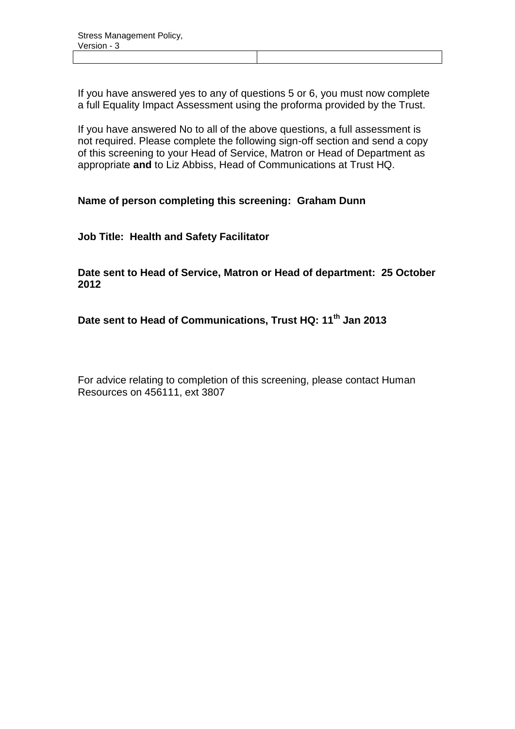| | |
|---|---|
| | |

If you have answered yes to any of questions 5 or 6, you must now complete a full Equality Impact Assessment using the proforma provided by the Trust.

If you have answered No to all of the above questions, a full assessment is not required. Please complete the following sign-off section and send a copy of this screening to your Head of Service, Matron or Head of Department as appropriate **and** to Liz Abbiss, Head of Communications at Trust HQ.

**Name of person completing this screening: Graham Dunn**

**Job Title: Health and Safety Facilitator**

**Date sent to Head of Service, Matron or Head of department: 25 October 2012**

**Date sent to Head of Communications, Trust HQ: 11th Jan 2013**

For advice relating to completion of this screening, please contact Human Resources on 456111, ext 3807